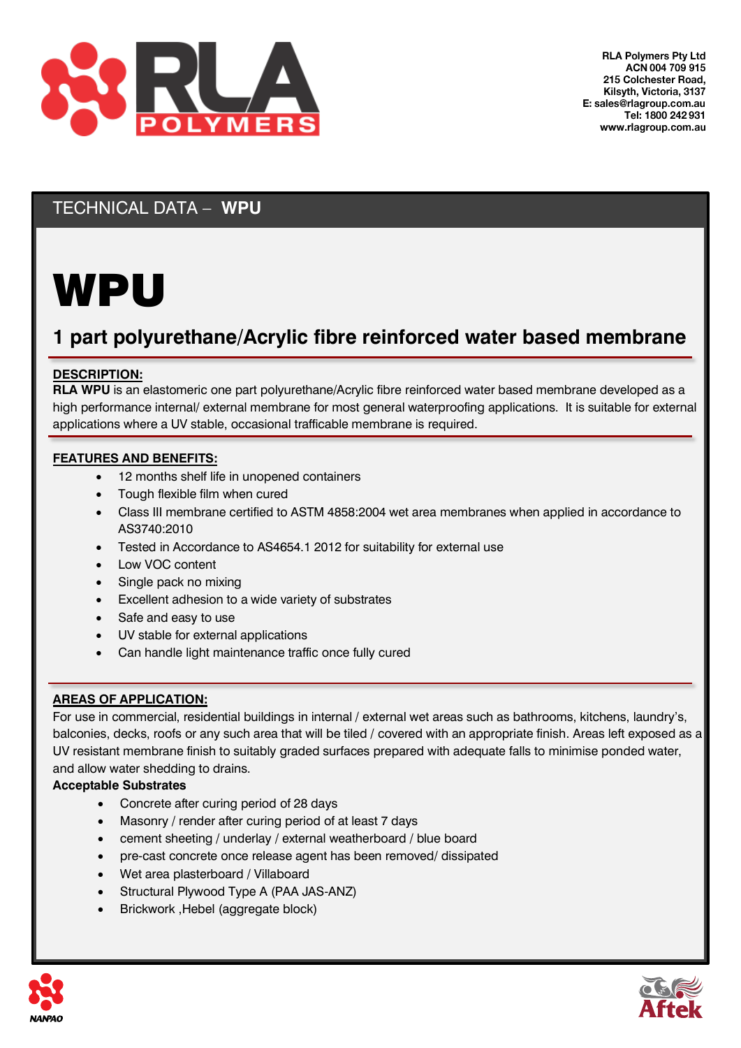RLA Polymers Pty Ltd
ACN 004 709 915
215 Colchester Road,
Kilsyth, Victoria, 3137
E: sales@rlagroup.com.au
Tel: 1800 242 931
www.rlagroup.com.au

TECHNICAL DATA – **WPU**

# WPU

## 1 part polyurethane/Acrylic fibre reinforced water based membrane

**DESCRIPTION:**

**RLA WPU** is an elastomeric one part polyurethane/Acrylic fibre reinforced water based membrane developed as a high performance internal/ external membrane for most general waterproofing applications. It is suitable for external applications where a UV stable, occasional trafficable membrane is required.

**FEATURES AND BENEFITS:**

- 12 months shelf life in unopened containers
- Tough flexible film when cured
- Class III membrane certified to ASTM 4858:2004 wet area membranes when applied in accordance to AS3740:2010
- Tested in Accordance to AS4654.1 2012 for suitability for external use
- Low VOC content
- Single pack no mixing
- Excellent adhesion to a wide variety of substrates
- Safe and easy to use
- UV stable for external applications
- Can handle light maintenance traffic once fully cured

**AREAS OF APPLICATION:**

For use in commercial, residential buildings in internal / external wet areas such as bathrooms, kitchens, laundry's, balconies, decks, roofs or any such area that will be tiled / covered with an appropriate finish. Areas left exposed as a UV resistant membrane finish to suitably graded surfaces prepared with adequate falls to minimise ponded water, and allow water shedding to drains.

**Acceptable Substrates**

- Concrete after curing period of 28 days
- Masonry / render after curing period of at least 7 days
- cement sheeting / underlay / external weatherboard / blue board
- pre-cast concrete once release agent has been removed/ dissipated
- Wet area plasterboard / Villaboard
- Structural Plywood Type A (PAA JAS-ANZ)
- Brickwork ,Hebel (aggregate block)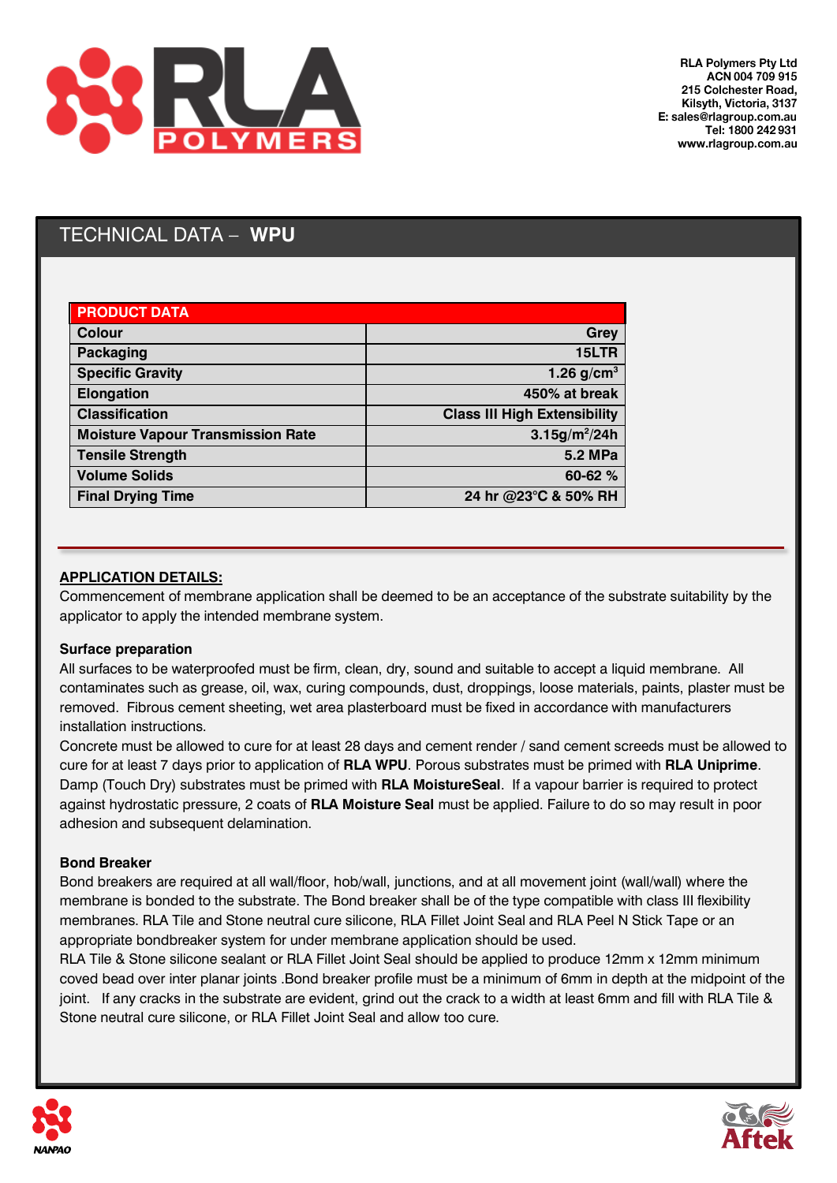RLA Polymers Pty Ltd
ACN 004 709 915
215 Colchester Road,
Kilsyth, Victoria, 3137
E: sales@rlagroup.com.au
Tel: 1800 242 931
www.rlagroup.com.au

# TECHNICAL DATA – **WPU**

| PRODUCT DATA | |
|---|---|
| Colour | Grey |
| Packaging | 15LTR |
| Specific Gravity | 1.26 g/cm$^3$ |
| Elongation | 450% at break |
| Classification | Class III High Extensibility |
| Moisture Vapour Transmission Rate | 3.15g/m$^2$/24h |
| Tensile Strength | 5.2 MPa |
| Volume Solids | 60-62 % |
| Final Drying Time | 24 hr @23°C & 50% RH |

## APPLICATION DETAILS:

Commencement of membrane application shall be deemed to be an acceptance of the substrate suitability by the applicator to apply the intended membrane system.

### Surface preparation

All surfaces to be waterproofed must be firm, clean, dry, sound and suitable to accept a liquid membrane. All contaminates such as grease, oil, wax, curing compounds, dust, droppings, loose materials, paints, plaster must be removed. Fibrous cement sheeting, wet area plasterboard must be fixed in accordance with manufacturers installation instructions.

Concrete must be allowed to cure for at least 28 days and cement render / sand cement screeds must be allowed to cure for at least 7 days prior to application of **RLA WPU**. Porous substrates must be primed with **RLA Uniprime**. Damp (Touch Dry) substrates must be primed with **RLA MoistureSeal**. If a vapour barrier is required to protect against hydrostatic pressure, 2 coats of **RLA Moisture Seal** must be applied. Failure to do so may result in poor adhesion and subsequent delamination.

### Bond Breaker

Bond breakers are required at all wall/floor, hob/wall, junctions, and at all movement joint (wall/wall) where the membrane is bonded to the substrate. The Bond breaker shall be of the type compatible with class III flexibility membranes. RLA Tile and Stone neutral cure silicone, RLA Fillet Joint Seal and RLA Peel N Stick Tape or an appropriate bondbreaker system for under membrane application should be used.

RLA Tile & Stone silicone sealant or RLA Fillet Joint Seal should be applied to produce 12mm x 12mm minimum coved bead over inter planar joints .Bond breaker profile must be a minimum of 6mm in depth at the midpoint of the joint. If any cracks in the substrate are evident, grind out the crack to a width at least 6mm and fill with RLA Tile & Stone neutral cure silicone, or RLA Fillet Joint Seal and allow too cure.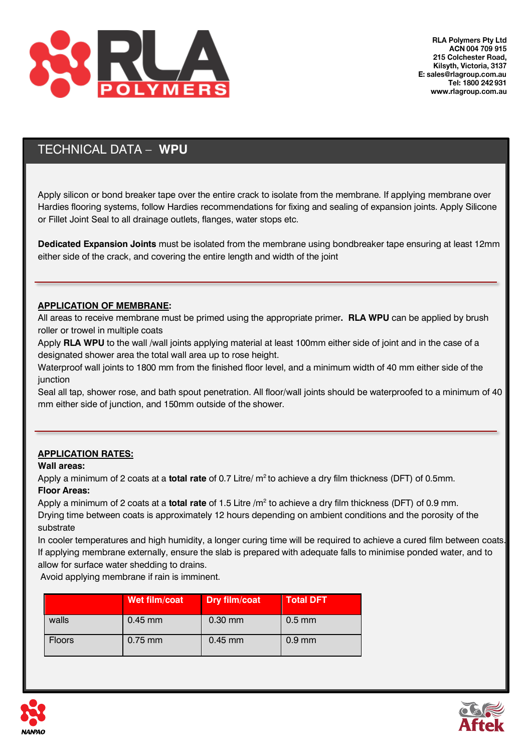RLA Polymers Pty Ltd
ACN 004 709 915
215 Colchester Road,
Kilsyth, Victoria, 3137
E: sales@rlagroup.com.au
Tel: 1800 242 931
www.rlagroup.com.au

# TECHNICAL DATA – **WPU**

Apply silicon or bond breaker tape over the entire crack to isolate from the membrane. If applying membrane over Hardies flooring systems, follow Hardies recommendations for fixing and sealing of expansion joints. Apply Silicone or Fillet Joint Seal to all drainage outlets, flanges, water stops etc.

**Dedicated Expansion Joints** must be isolated from the membrane using bondbreaker tape ensuring at least 12mm either side of the crack, and covering the entire length and width of the joint

---

## APPLICATION OF MEMBRANE:

All areas to receive membrane must be primed using the appropriate primer. **RLA WPU** can be applied by brush roller or trowel in multiple coats

Apply **RLA WPU** to the wall /wall joints applying material at least 100mm either side of joint and in the case of a designated shower area the total wall area up to rose height.

Waterproof wall joints to 1800 mm from the finished floor level, and a minimum width of 40 mm either side of the junction

Seal all tap, shower rose, and bath spout penetration. All floor/wall joints should be waterproofed to a minimum of 40 mm either side of junction, and 150mm outside of the shower.

---

## APPLICATION RATES:

**Wall areas:**

Apply a minimum of 2 coats at a **total rate** of 0.7 Litre/ $m^2$ to achieve a dry film thickness (DFT) of 0.5mm.

**Floor Areas:**

Apply a minimum of 2 coats at a **total rate** of 1.5 Litre /$m^2$ to achieve a dry film thickness (DFT) of 0.9 mm.

Drying time between coats is approximately 12 hours depending on ambient conditions and the porosity of the substrate

In cooler temperatures and high humidity, a longer curing time will be required to achieve a cured film between coats.

If applying membrane externally, ensure the slab is prepared with adequate falls to minimise ponded water, and to allow for surface water shedding to drains.

Avoid applying membrane if rain is imminent.

| | Wet film/coat | Dry film/coat | Total DFT |
|---|---|---|---|
| walls | 0.45 mm | 0.30 mm | 0.5 mm |
| Floors | 0.75 mm | 0.45 mm | 0.9 mm |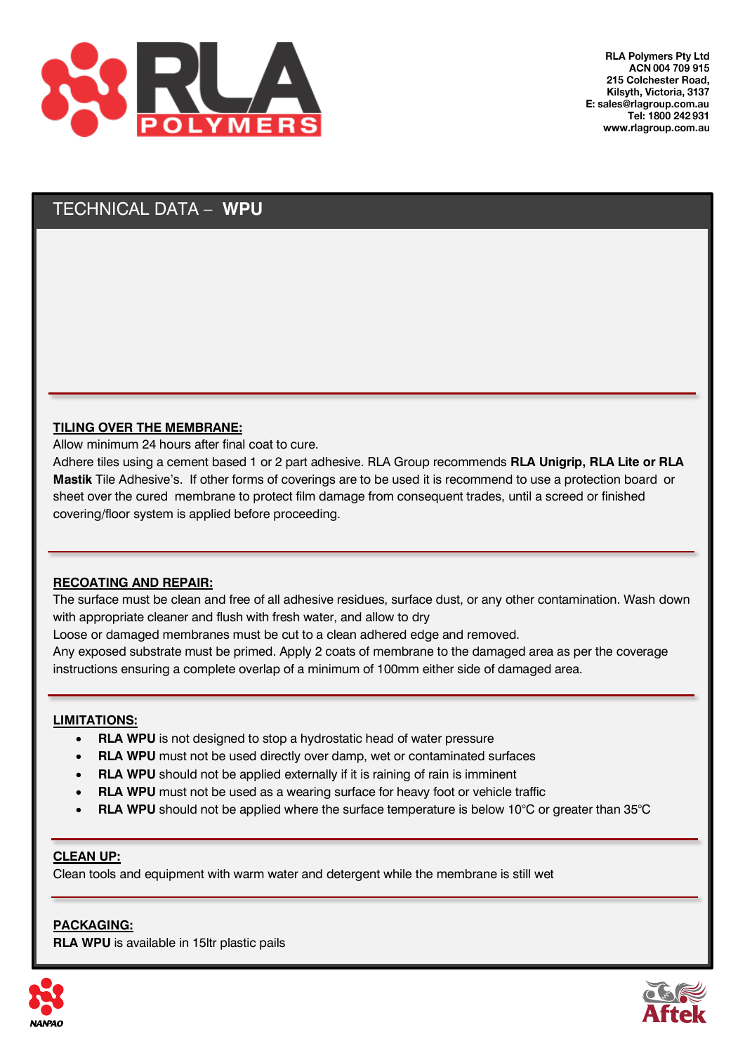## TECHNICAL DATA – **WPU**

**TILING OVER THE MEMBRANE:**

Allow minimum 24 hours after final coat to cure.

Adhere tiles using a cement based 1 or 2 part adhesive. RLA Group recommends **RLA Unigrip, RLA Lite or RLA Mastik** Tile Adhesive's. If other forms of coverings are to be used it is recommend to use a protection board or sheet over the cured membrane to protect film damage from consequent trades, until a screed or finished covering/floor system is applied before proceeding.

**RECOATING AND REPAIR:**

The surface must be clean and free of all adhesive residues, surface dust, or any other contamination. Wash down with appropriate cleaner and flush with fresh water, and allow to dry

Loose or damaged membranes must be cut to a clean adhered edge and removed.

Any exposed substrate must be primed. Apply 2 coats of membrane to the damaged area as per the coverage instructions ensuring a complete overlap of a minimum of 100mm either side of damaged area.

**LIMITATIONS:**

- **RLA WPU** is not designed to stop a hydrostatic head of water pressure
- **RLA WPU** must not be used directly over damp, wet or contaminated surfaces
- **RLA WPU** should not be applied externally if it is raining of rain is imminent
- **RLA WPU** must not be used as a wearing surface for heavy foot or vehicle traffic
- **RLA WPU** should not be applied where the surface temperature is below 10°C or greater than 35°C

**CLEAN UP:**

Clean tools and equipment with warm water and detergent while the membrane is still wet

**PACKAGING:**

**RLA WPU** is available in 15ltr plastic pails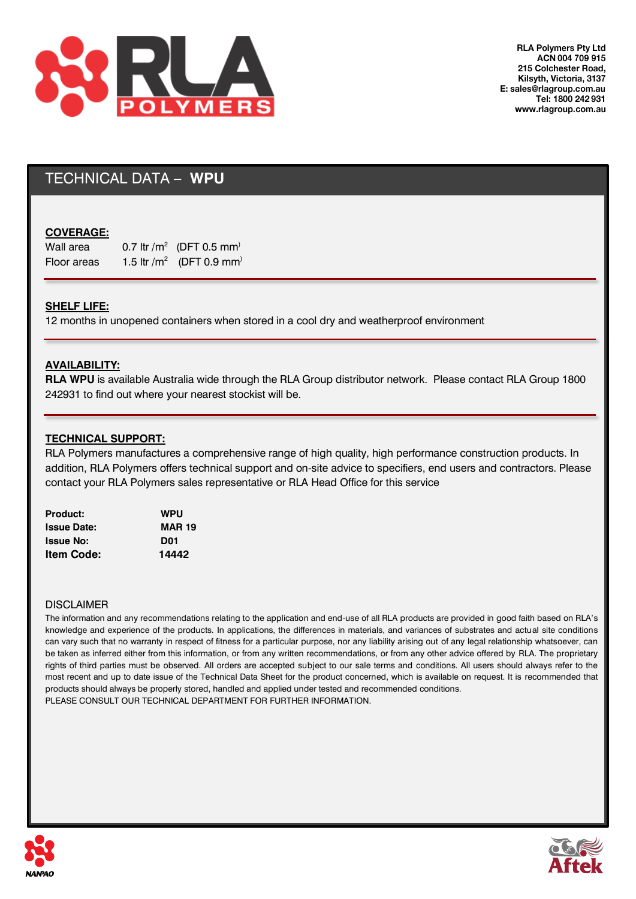RLA Polymers Pty Ltd
ACN 004 709 915
215 Colchester Road,
Kilsyth, Victoria, 3137
E: sales@rlagroup.com.au
Tel: 1800 242 931
www.rlagroup.com.au

# TECHNICAL DATA – **WPU**

**COVERAGE:**

| | | |
|---|---|---|
| Wall area | 0.7 ltr /m$^2$ | (DFT 0.5 mm) |
| Floor areas | 1.5 ltr /m$^2$ | (DFT 0.9 mm) |

**SHELF LIFE:**

12 months in unopened containers when stored in a cool dry and weatherproof environment

**AVAILABILITY:**

**RLA WPU** is available Australia wide through the RLA Group distributor network. Please contact RLA Group 1800 242931 to find out where your nearest stockist will be.

**TECHNICAL SUPPORT:**

RLA Polymers manufactures a comprehensive range of high quality, high performance construction products. In addition, RLA Polymers offers technical support and on-site advice to specifiers, end users and contractors. Please contact your RLA Polymers sales representative or RLA Head Office for this service

| | |
|---|---|
| **Product:** | **WPU** |
| **Issue Date:** | **MAR 19** |
| **Issue No:** | **D01** |
| **Item Code:** | **14442** |

DISCLAIMER

The information and any recommendations relating to the application and end-use of all RLA products are provided in good faith based on RLA's knowledge and experience of the products. In applications, the differences in materials, and variances of substrates and actual site conditions can vary such that no warranty in respect of fitness for a particular purpose, nor any liability arising out of any legal relationship whatsoever, can be taken as inferred either from this information, or from any written recommendations, or from any other advice offered by RLA. The proprietary rights of third parties must be observed. All orders are accepted subject to our sale terms and conditions. All users should always refer to the most recent and up to date issue of the Technical Data Sheet for the product concerned, which is available on request. It is recommended that products should always be properly stored, handled and applied under tested and recommended conditions.
PLEASE CONSULT OUR TECHNICAL DEPARTMENT FOR FURTHER INFORMATION.